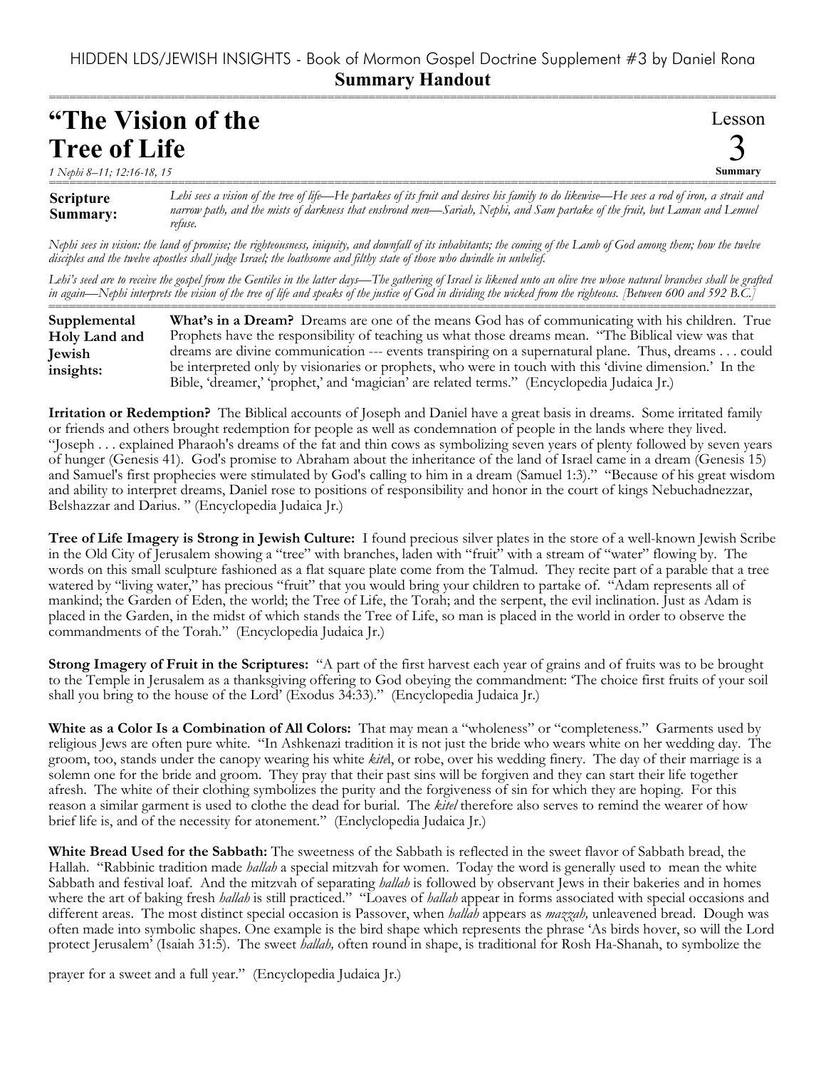HIDDEN LDS/JEWISH INSIGHTS - Book of Mormon Gospel Doctrine Supplement #3 by Daniel Rona

**Summary Handout**

# "The Vision of the Tree of Life"

*1 Nephi 8–11; 12:16-18, 15*

Lesson 3 Summary

**Scripture Summary:** *Lehi sees a vision of the tree of life—He partakes of its fruit and desires his family to do likewise—He sees a rod of iron, a strait and narrow path, and the mists of darkness that enshroud men—Sariah, Nephi, and Sam partake of the fruit, but Laman and Lemuel refuse.*

*Nephi sees in vision: the land of promise; the righteousness, iniquity, and downfall of its inhabitants; the coming of the Lamb of God among them; how the twelve disciples and the twelve apostles shall judge Israel; the loathsome and filthy state of those who dwindle in unbelief.*

*Lehi's seed are to receive the gospel from the Gentiles in the latter days—The gathering of Israel is likened unto an olive tree whose natural branches shall be grafted in again—Nephi interprets the vision of the tree of life and speaks of the justice of God in dividing the wicked from the righteous. [Between 600 and 592 B.C.]*

**Supplemental Holy Land and Jewish insights:** **What's in a Dream?** Dreams are one of the means God has of communicating with his children. True Prophets have the responsibility of teaching us what those dreams mean. "The Biblical view was that dreams are divine communication --- events transpiring on a supernatural plane. Thus, dreams . . . could be interpreted only by visionaries or prophets, who were in touch with this 'divine dimension.' In the Bible, 'dreamer,' 'prophet,' and 'magician' are related terms." (Encyclopedia Judaica Jr.)

**Irritation or Redemption?** The Biblical accounts of Joseph and Daniel have a great basis in dreams. Some irritated family or friends and others brought redemption for people as well as condemnation of people in the lands where they lived. "Joseph . . . explained Pharaoh's dreams of the fat and thin cows as symbolizing seven years of plenty followed by seven years of hunger (Genesis 41). God's promise to Abraham about the inheritance of the land of Israel came in a dream (Genesis 15) and Samuel's first prophecies were stimulated by God's calling to him in a dream (Samuel 1:3)." "Because of his great wisdom and ability to interpret dreams, Daniel rose to positions of responsibility and honor in the court of kings Nebuchadnezzar, Belshazzar and Darius. " (Encyclopedia Judaica Jr.)

**Tree of Life Imagery is Strong in Jewish Culture:** I found precious silver plates in the store of a well-known Jewish Scribe in the Old City of Jerusalem showing a "tree" with branches, laden with "fruit" with a stream of "water" flowing by. The words on this small sculpture fashioned as a flat square plate come from the Talmud. They recite part of a parable that a tree watered by "living water," has precious "fruit" that you would bring your children to partake of. "Adam represents all of mankind; the Garden of Eden, the world; the Tree of Life, the Torah; and the serpent, the evil inclination. Just as Adam is placed in the Garden, in the midst of which stands the Tree of Life, so man is placed in the world in order to observe the commandments of the Torah." (Encyclopedia Judaica Jr.)

**Strong Imagery of Fruit in the Scriptures:** "A part of the first harvest each year of grains and of fruits was to be brought to the Temple in Jerusalem as a thanksgiving offering to God obeying the commandment: 'The choice first fruits of your soil shall you bring to the house of the Lord' (Exodus 34:33)." (Encyclopedia Judaica Jr.)

**White as a Color Is a Combination of All Colors:** That may mean a "wholeness" or "completeness." Garments used by religious Jews are often pure white. "In Ashkenazi tradition it is not just the bride who wears white on her wedding day. The groom, too, stands under the canopy wearing his white *kite*l, or robe, over his wedding finery. The day of their marriage is a solemn one for the bride and groom. They pray that their past sins will be forgiven and they can start their life together afresh. The white of their clothing symbolizes the purity and the forgiveness of sin for which they are hoping. For this reason a similar garment is used to clothe the dead for burial. The *kitel* therefore also serves to remind the wearer of how brief life is, and of the necessity for atonement." (Enclyclopedia Judaica Jr.)

**White Bread Used for the Sabbath:** The sweetness of the Sabbath is reflected in the sweet flavor of Sabbath bread, the Hallah. "Rabbinic tradition made *hallah* a special mitzvah for women. Today the word is generally used to mean the white Sabbath and festival loaf. And the mitzvah of separating *hallah* is followed by observant Jews in their bakeries and in homes where the art of baking fresh *hallah* is still practiced." "Loaves of *hallah* appear in forms associated with special occasions and different areas. The most distinct special occasion is Passover, when *hallah* appears as *mazzah,* unleavened bread. Dough was often made into symbolic shapes. One example is the bird shape which represents the phrase 'As birds hover, so will the Lord protect Jerusalem' (Isaiah 31:5). The sweet *hallah,* often round in shape, is traditional for Rosh Ha-Shanah, to symbolize the prayer for a sweet and a full year." (Encyclopedia Judaica Jr.)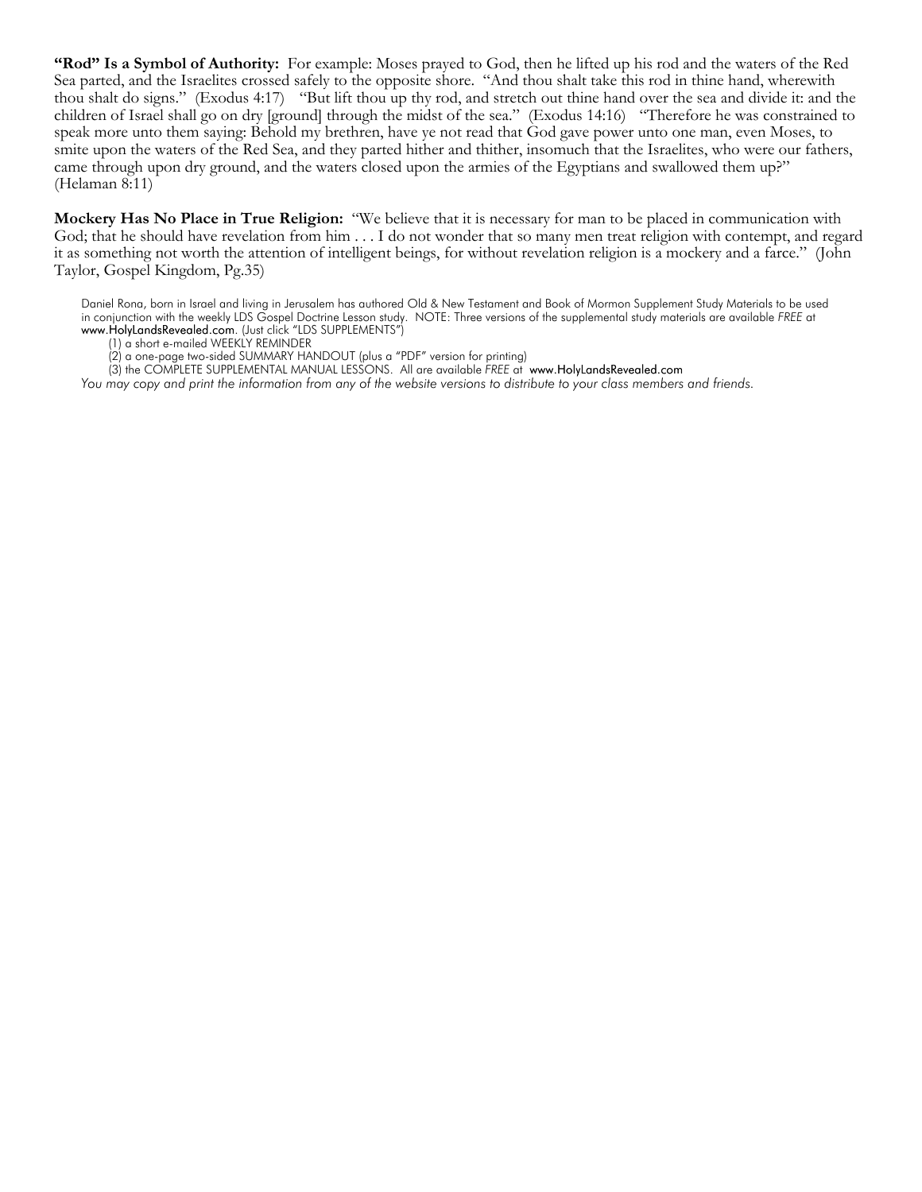**"Rod" Is a Symbol of Authority:** For example: Moses prayed to God, then he lifted up his rod and the waters of the Red Sea parted, and the Israelites crossed safely to the opposite shore. "And thou shalt take this rod in thine hand, wherewith thou shalt do signs." (Exodus 4:17) "But lift thou up thy rod, and stretch out thine hand over the sea and divide it: and the children of Israel shall go on dry [ground] through the midst of the sea." (Exodus 14:16) "Therefore he was constrained to speak more unto them saying: Behold my brethren, have ye not read that God gave power unto one man, even Moses, to smite upon the waters of the Red Sea, and they parted hither and thither, insomuch that the Israelites, who were our fathers, came through upon dry ground, and the waters closed upon the armies of the Egyptians and swallowed them up?" (Helaman 8:11)

**Mockery Has No Place in True Religion:** "We believe that it is necessary for man to be placed in communication with God; that he should have revelation from him . . . I do not wonder that so many men treat religion with contempt, and regard it as something not worth the attention of intelligent beings, for without revelation religion is a mockery and a farce." (John Taylor, Gospel Kingdom, Pg.35)

Daniel Rona, born in Israel and living in Jerusalem has authored Old & New Testament and Book of Mormon Supplement Study Materials to be used in conjunction with the weekly LDS Gospel Doctrine Lesson study. NOTE: Three versions of the supplemental study materials are available *FREE* at www.HolyLandsRevealed.com. (Just click "LDS SUPPLEMENTS")

(1) a short e-mailed WEEKLY REMINDER
(2) a one-page two-sided SUMMARY HANDOUT (plus a "PDF" version for printing)
(3) the COMPLETE SUPPLEMENTAL MANUAL LESSONS. All are available *FREE* at www.HolyLandsRevealed.com

*You may copy and print the information from any of the website versions to distribute to your class members and friends.*